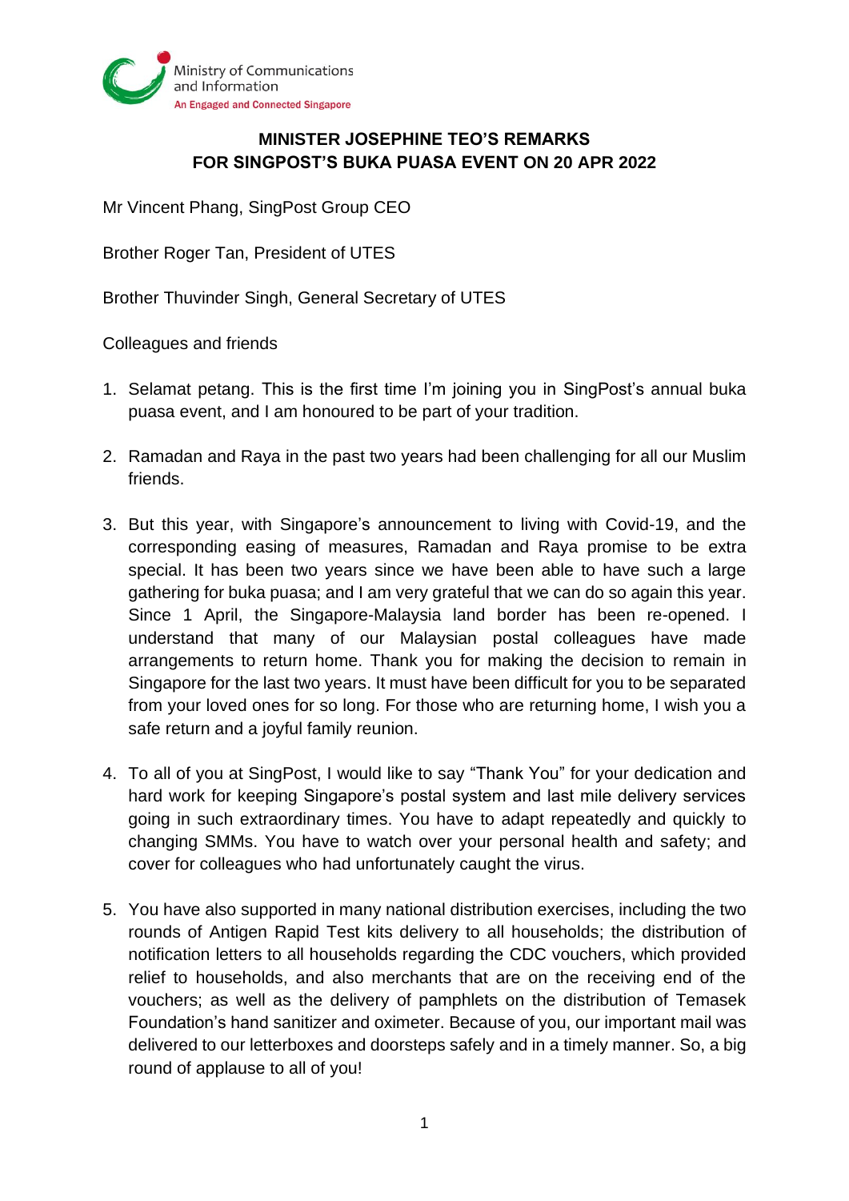Ministry of Communications and Information
An Engaged and Connected Singapore

# MINISTER JOSEPHINE TEO'S REMARKS FOR SINGPOST'S BUKA PUASA EVENT ON 20 APR 2022

Mr Vincent Phang, SingPost Group CEO

Brother Roger Tan, President of UTES

Brother Thuvinder Singh, General Secretary of UTES

Colleagues and friends

1. Selamat petang. This is the first time I'm joining you in SingPost's annual buka puasa event, and I am honoured to be part of your tradition.

2. Ramadan and Raya in the past two years had been challenging for all our Muslim friends.

3. But this year, with Singapore's announcement to living with Covid-19, and the corresponding easing of measures, Ramadan and Raya promise to be extra special. It has been two years since we have been able to have such a large gathering for buka puasa; and I am very grateful that we can do so again this year. Since 1 April, the Singapore-Malaysia land border has been re-opened. I understand that many of our Malaysian postal colleagues have made arrangements to return home. Thank you for making the decision to remain in Singapore for the last two years. It must have been difficult for you to be separated from your loved ones for so long. For those who are returning home, I wish you a safe return and a joyful family reunion.

4. To all of you at SingPost, I would like to say "Thank You" for your dedication and hard work for keeping Singapore's postal system and last mile delivery services going in such extraordinary times. You have to adapt repeatedly and quickly to changing SMMs. You have to watch over your personal health and safety; and cover for colleagues who had unfortunately caught the virus.

5. You have also supported in many national distribution exercises, including the two rounds of Antigen Rapid Test kits delivery to all households; the distribution of notification letters to all households regarding the CDC vouchers, which provided relief to households, and also merchants that are on the receiving end of the vouchers; as well as the delivery of pamphlets on the distribution of Temasek Foundation's hand sanitizer and oximeter. Because of you, our important mail was delivered to our letterboxes and doorsteps safely and in a timely manner. So, a big round of applause to all of you!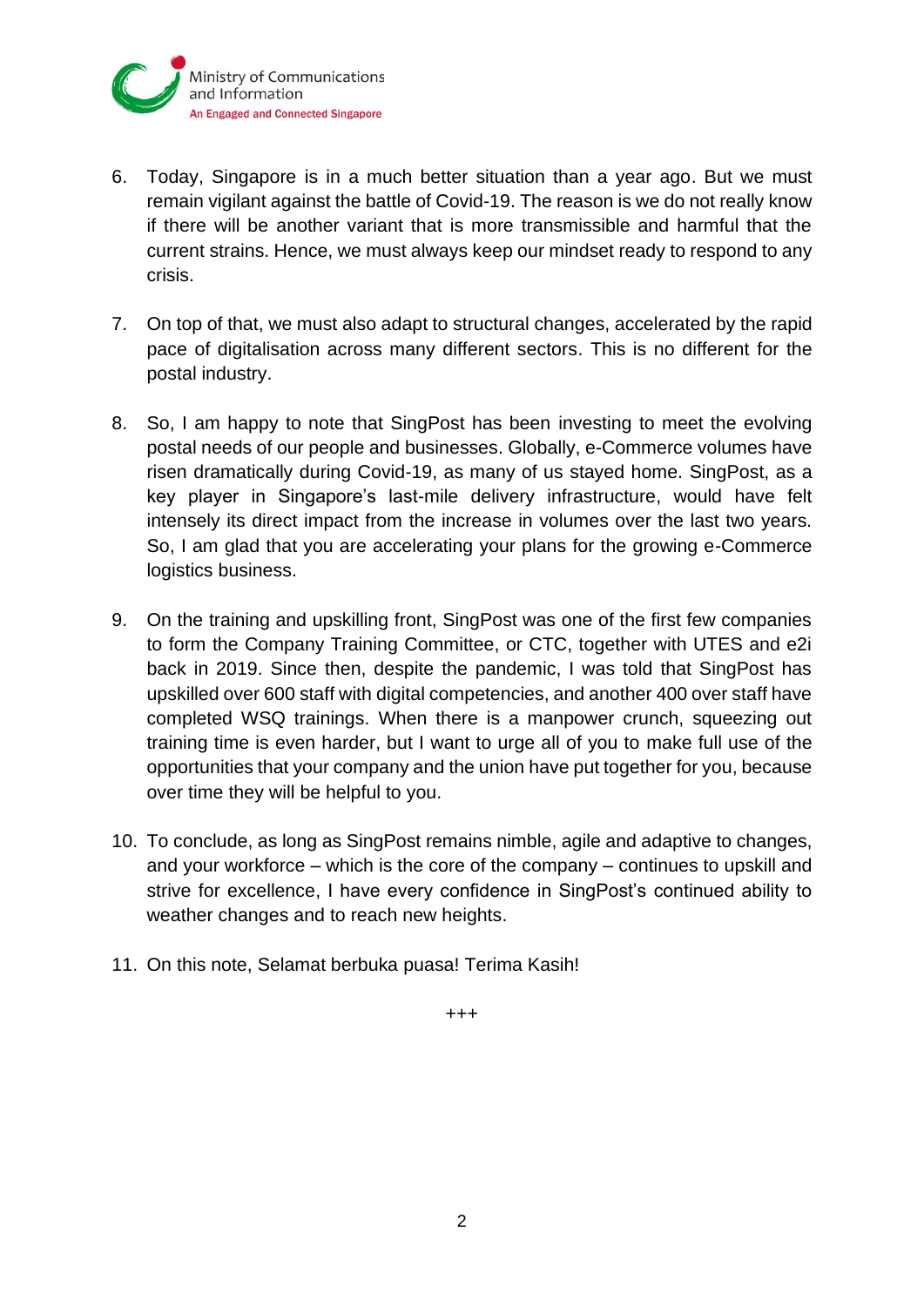6. Today, Singapore is in a much better situation than a year ago. But we must remain vigilant against the battle of Covid-19. The reason is we do not really know if there will be another variant that is more transmissible and harmful that the current strains. Hence, we must always keep our mindset ready to respond to any crisis.

7. On top of that, we must also adapt to structural changes, accelerated by the rapid pace of digitalisation across many different sectors. This is no different for the postal industry.

8. So, I am happy to note that SingPost has been investing to meet the evolving postal needs of our people and businesses. Globally, e-Commerce volumes have risen dramatically during Covid-19, as many of us stayed home. SingPost, as a key player in Singapore's last-mile delivery infrastructure, would have felt intensely its direct impact from the increase in volumes over the last two years. So, I am glad that you are accelerating your plans for the growing e-Commerce logistics business.

9. On the training and upskilling front, SingPost was one of the first few companies to form the Company Training Committee, or CTC, together with UTES and e2i back in 2019. Since then, despite the pandemic, I was told that SingPost has upskilled over 600 staff with digital competencies, and another 400 over staff have completed WSQ trainings. When there is a manpower crunch, squeezing out training time is even harder, but I want to urge all of you to make full use of the opportunities that your company and the union have put together for you, because over time they will be helpful to you.

10. To conclude, as long as SingPost remains nimble, agile and adaptive to changes, and your workforce – which is the core of the company – continues to upskill and strive for excellence, I have every confidence in SingPost's continued ability to weather changes and to reach new heights.

11. On this note, Selamat berbuka puasa! Terima Kasih!

+++